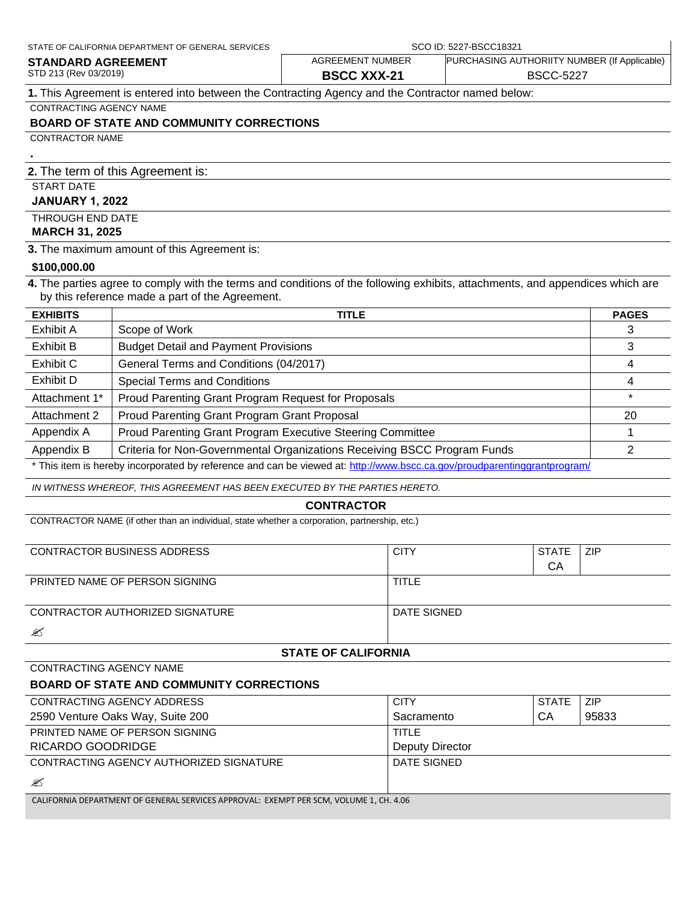STATE OF CALIFORNIA DEPARTMENT OF GENERAL SERVICES

SCO ID: 5227-BSCC18321

**STANDARD AGREEMENT**
STD 213 (Rev 03/2019)

| AGREEMENT NUMBER | PURCHASING AUTHORIITY NUMBER (If Applicable) |
|---|---|
| **BSCC XXX-21** | BSCC-5227 |

**1.** This Agreement is entered into between the Contracting Agency and the Contractor named below:

CONTRACTING AGENCY NAME

**BOARD OF STATE AND COMMUNITY CORRECTIONS**

CONTRACTOR NAME

**.**

**2.** The term of this Agreement is:

START DATE

**JANUARY 1, 2022**

THROUGH END DATE

**MARCH 31, 2025**

**3.** The maximum amount of this Agreement is:

**$100,000.00**

**4.** The parties agree to comply with the terms and conditions of the following exhibits, attachments, and appendices which are by this reference made a part of the Agreement.

| EXHIBITS | TITLE | PAGES |
|---|---|---|
| Exhibit A | Scope of Work | 3 |
| Exhibit B | Budget Detail and Payment Provisions | 3 |
| Exhibit C | General Terms and Conditions (04/2017) | 4 |
| Exhibit D | Special Terms and Conditions | 4 |
| Attachment 1* | Proud Parenting Grant Program Request for Proposals | * |
| Attachment 2 | Proud Parenting Grant Program Grant Proposal | 20 |
| Appendix A | Proud Parenting Grant Program Executive Steering Committee | 1 |
| Appendix B | Criteria for Non-Governmental Organizations Receiving BSCC Program Funds | 2 |

* This item is hereby incorporated by reference and can be viewed at: http://www.bscc.ca.gov/proudparentinggrantprogram/

*IN WITNESS WHEREOF, THIS AGREEMENT HAS BEEN EXECUTED BY THE PARTIES HERETO.*

**CONTRACTOR**

CONTRACTOR NAME (if other than an individual, state whether a corporation, partnership, etc.)

| CONTRACTOR BUSINESS ADDRESS | CITY | STATE | ZIP |
|---|---|---|---|
| | | CA | |

| PRINTED NAME OF PERSON SIGNING | TITLE |
|---|---|
| | |

| CONTRACTOR AUTHORIZED SIGNATURE | DATE SIGNED |
|---|---|
| ✍ | |

**STATE OF CALIFORNIA**

CONTRACTING AGENCY NAME

**BOARD OF STATE AND COMMUNITY CORRECTIONS**

| CONTRACTING AGENCY ADDRESS | CITY | STATE | ZIP |
|---|---|---|---|
| 2590 Venture Oaks Way, Suite 200 | Sacramento | CA | 95833 |

| PRINTED NAME OF PERSON SIGNING | TITLE |
|---|---|
| RICARDO GOODRIDGE | Deputy Director |

| CONTRACTING AGENCY AUTHORIZED SIGNATURE | DATE SIGNED |
|---|---|
| ✍ | |

CALIFORNIA DEPARTMENT OF GENERAL SERVICES APPROVAL: EXEMPT PER SCM, VOLUME 1, CH. 4.06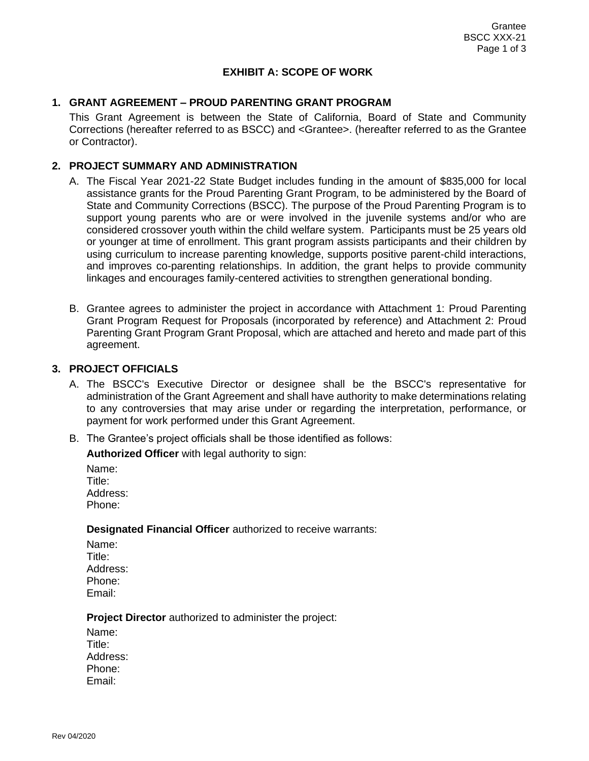## EXHIBIT A: SCOPE OF WORK

### 1. GRANT AGREEMENT – PROUD PARENTING GRANT PROGRAM

This Grant Agreement is between the State of California, Board of State and Community Corrections (hereafter referred to as BSCC) and <Grantee>. (hereafter referred to as the Grantee or Contractor).

### 2. PROJECT SUMMARY AND ADMINISTRATION

A. The Fiscal Year 2021-22 State Budget includes funding in the amount of $835,000 for local assistance grants for the Proud Parenting Grant Program, to be administered by the Board of State and Community Corrections (BSCC). The purpose of the Proud Parenting Program is to support young parents who are or were involved in the juvenile systems and/or who are considered crossover youth within the child welfare system. Participants must be 25 years old or younger at time of enrollment. This grant program assists participants and their children by using curriculum to increase parenting knowledge, supports positive parent-child interactions, and improves co-parenting relationships. In addition, the grant helps to provide community linkages and encourages family-centered activities to strengthen generational bonding.

B. Grantee agrees to administer the project in accordance with Attachment 1: Proud Parenting Grant Program Request for Proposals (incorporated by reference) and Attachment 2: Proud Parenting Grant Program Grant Proposal, which are attached and hereto and made part of this agreement.

### 3. PROJECT OFFICIALS

A. The BSCC's Executive Director or designee shall be the BSCC's representative for administration of the Grant Agreement and shall have authority to make determinations relating to any controversies that may arise under or regarding the interpretation, performance, or payment for work performed under this Grant Agreement.

B. The Grantee's project officials shall be those identified as follows:

**Authorized Officer** with legal authority to sign:

Name:
Title:
Address:
Phone:

**Designated Financial Officer** authorized to receive warrants:

Name:
Title:
Address:
Phone:
Email:

**Project Director** authorized to administer the project:

Name:
Title:
Address:
Phone:
Email: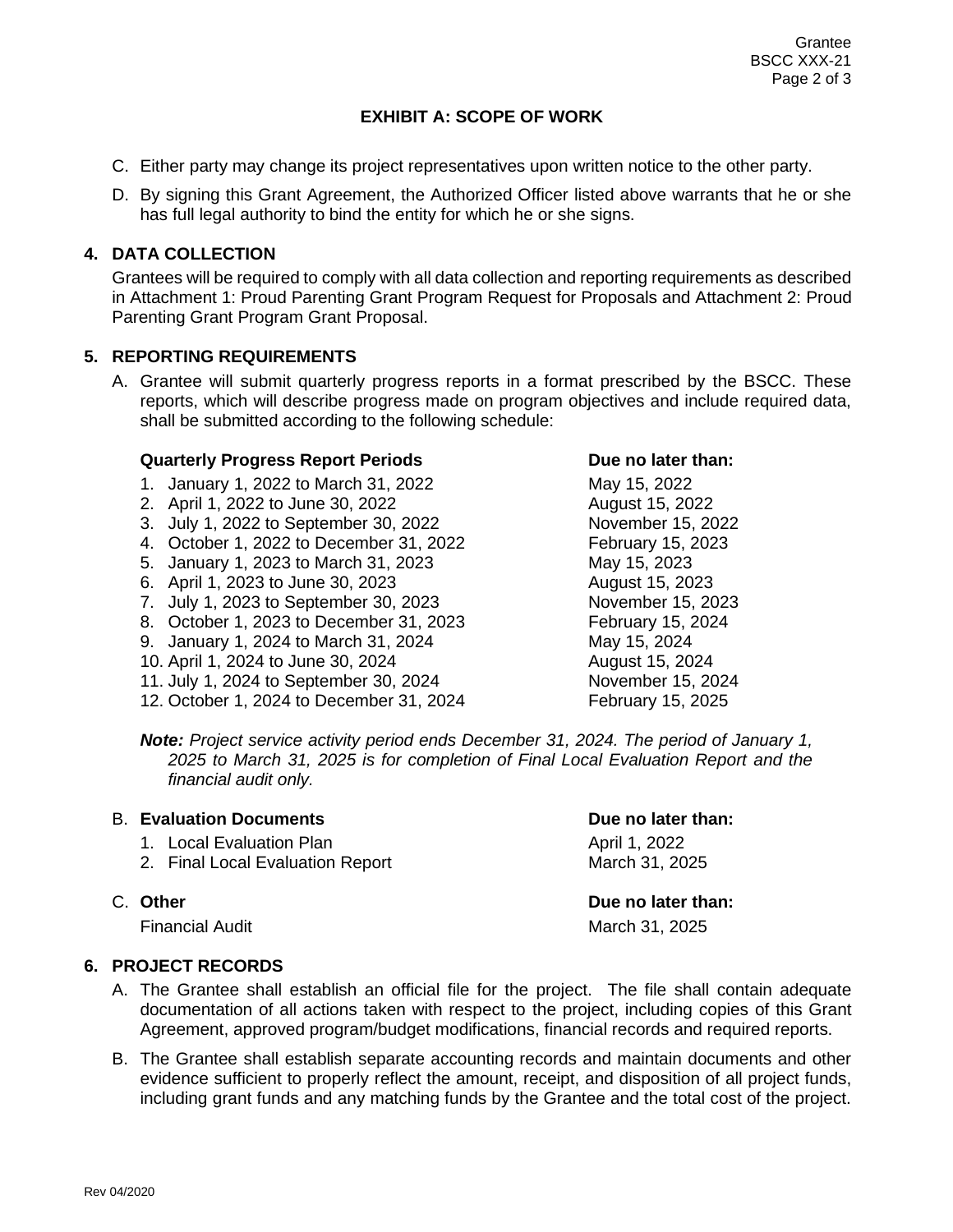## EXHIBIT A: SCOPE OF WORK

C. Either party may change its project representatives upon written notice to the other party.

D. By signing this Grant Agreement, the Authorized Officer listed above warrants that he or she has full legal authority to bind the entity for which he or she signs.

### 4. DATA COLLECTION

Grantees will be required to comply with all data collection and reporting requirements as described in Attachment 1: Proud Parenting Grant Program Request for Proposals and Attachment 2: Proud Parenting Grant Program Grant Proposal.

### 5. REPORTING REQUIREMENTS

A. Grantee will submit quarterly progress reports in a format prescribed by the BSCC. These reports, which will describe progress made on program objectives and include required data, shall be submitted according to the following schedule:

| Quarterly Progress Report Periods | Due no later than: |
|---|---|
| 1. January 1, 2022 to March 31, 2022 | May 15, 2022 |
| 2. April 1, 2022 to June 30, 2022 | August 15, 2022 |
| 3. July 1, 2022 to September 30, 2022 | November 15, 2022 |
| 4. October 1, 2022 to December 31, 2022 | February 15, 2023 |
| 5. January 1, 2023 to March 31, 2023 | May 15, 2023 |
| 6. April 1, 2023 to June 30, 2023 | August 15, 2023 |
| 7. July 1, 2023 to September 30, 2023 | November 15, 2023 |
| 8. October 1, 2023 to December 31, 2023 | February 15, 2024 |
| 9. January 1, 2024 to March 31, 2024 | May 15, 2024 |
| 10. April 1, 2024 to June 30, 2024 | August 15, 2024 |
| 11. July 1, 2024 to September 30, 2024 | November 15, 2024 |
| 12. October 1, 2024 to December 31, 2024 | February 15, 2025 |

***Note:*** *Project service activity period ends December 31, 2024. The period of January 1, 2025 to March 31, 2025 is for completion of Final Local Evaluation Report and the financial audit only.*

B. **Evaluation Documents**

| Evaluation Documents | Due no later than: |
|---|---|
| 1. Local Evaluation Plan | April 1, 2022 |
| 2. Final Local Evaluation Report | March 31, 2025 |

C. **Other**

| Other | Due no later than: |
|---|---|
| Financial Audit | March 31, 2025 |

### 6. PROJECT RECORDS

A. The Grantee shall establish an official file for the project. The file shall contain adequate documentation of all actions taken with respect to the project, including copies of this Grant Agreement, approved program/budget modifications, financial records and required reports.

B. The Grantee shall establish separate accounting records and maintain documents and other evidence sufficient to properly reflect the amount, receipt, and disposition of all project funds, including grant funds and any matching funds by the Grantee and the total cost of the project.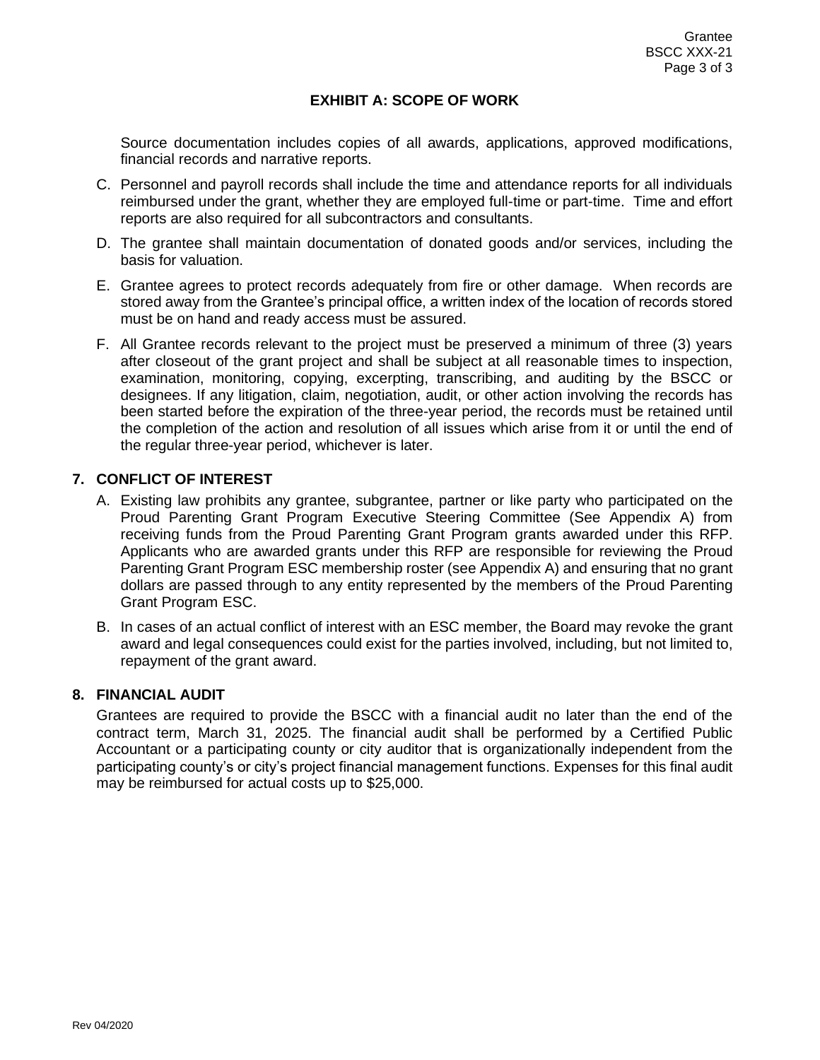## EXHIBIT A: SCOPE OF WORK

Source documentation includes copies of all awards, applications, approved modifications, financial records and narrative reports.

C. Personnel and payroll records shall include the time and attendance reports for all individuals reimbursed under the grant, whether they are employed full-time or part-time. Time and effort reports are also required for all subcontractors and consultants.

D. The grantee shall maintain documentation of donated goods and/or services, including the basis for valuation.

E. Grantee agrees to protect records adequately from fire or other damage. When records are stored away from the Grantee's principal office, a written index of the location of records stored must be on hand and ready access must be assured.

F. All Grantee records relevant to the project must be preserved a minimum of three (3) years after closeout of the grant project and shall be subject at all reasonable times to inspection, examination, monitoring, copying, excerpting, transcribing, and auditing by the BSCC or designees. If any litigation, claim, negotiation, audit, or other action involving the records has been started before the expiration of the three-year period, the records must be retained until the completion of the action and resolution of all issues which arise from it or until the end of the regular three-year period, whichever is later.

### 7. CONFLICT OF INTEREST

A. Existing law prohibits any grantee, subgrantee, partner or like party who participated on the Proud Parenting Grant Program Executive Steering Committee (See Appendix A) from receiving funds from the Proud Parenting Grant Program grants awarded under this RFP. Applicants who are awarded grants under this RFP are responsible for reviewing the Proud Parenting Grant Program ESC membership roster (see Appendix A) and ensuring that no grant dollars are passed through to any entity represented by the members of the Proud Parenting Grant Program ESC.

B. In cases of an actual conflict of interest with an ESC member, the Board may revoke the grant award and legal consequences could exist for the parties involved, including, but not limited to, repayment of the grant award.

### 8. FINANCIAL AUDIT

Grantees are required to provide the BSCC with a financial audit no later than the end of the contract term, March 31, 2025. The financial audit shall be performed by a Certified Public Accountant or a participating county or city auditor that is organizationally independent from the participating county's or city's project financial management functions. Expenses for this final audit may be reimbursed for actual costs up to $25,000.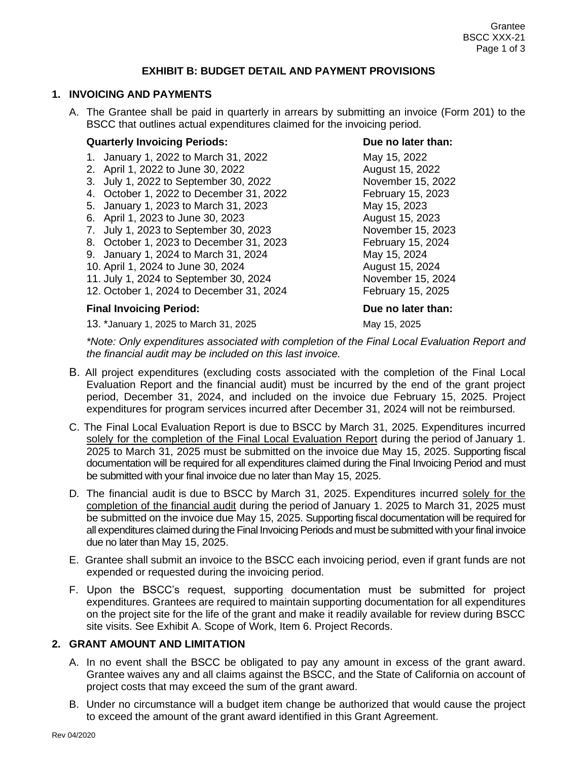## EXHIBIT B: BUDGET DETAIL AND PAYMENT PROVISIONS

### 1. INVOICING AND PAYMENTS

A. The Grantee shall be paid in quarterly in arrears by submitting an invoice (Form 201) to the BSCC that outlines actual expenditures claimed for the invoicing period.

| Quarterly Invoicing Periods: | Due no later than: |
|---|---|
| 1. January 1, 2022 to March 31, 2022 | May 15, 2022 |
| 2. April 1, 2022 to June 30, 2022 | August 15, 2022 |
| 3. July 1, 2022 to September 30, 2022 | November 15, 2022 |
| 4. October 1, 2022 to December 31, 2022 | February 15, 2023 |
| 5. January 1, 2023 to March 31, 2023 | May 15, 2023 |
| 6. April 1, 2023 to June 30, 2023 | August 15, 2023 |
| 7. July 1, 2023 to September 30, 2023 | November 15, 2023 |
| 8. October 1, 2023 to December 31, 2023 | February 15, 2024 |
| 9. January 1, 2024 to March 31, 2024 | May 15, 2024 |
| 10. April 1, 2024 to June 30, 2024 | August 15, 2024 |
| 11. July 1, 2024 to September 30, 2024 | November 15, 2024 |
| 12. October 1, 2024 to December 31, 2024 | February 15, 2025 |

| Final Invoicing Period: | Due no later than: |
|---|---|
| 13. *January 1, 2025 to March 31, 2025 | May 15, 2025 |

*\*Note: Only expenditures associated with completion of the Final Local Evaluation Report and the financial audit may be included on this last invoice.*

B. All project expenditures (excluding costs associated with the completion of the Final Local Evaluation Report and the financial audit) must be incurred by the end of the grant project period, December 31, 2024, and included on the invoice due February 15, 2025. Project expenditures for program services incurred after December 31, 2024 will not be reimbursed.

C. The Final Local Evaluation Report is due to BSCC by March 31, 2025. Expenditures incurred <u>solely for the completion of the Final Local Evaluation Report</u> during the period of January 1. 2025 to March 31, 2025 must be submitted on the invoice due May 15, 2025. Supporting fiscal documentation will be required for all expenditures claimed during the Final Invoicing Period and must be submitted with your final invoice due no later than May 15, 2025.

D. The financial audit is due to BSCC by March 31, 2025. Expenditures incurred <u>solely for the completion of the financial audit</u> during the period of January 1. 2025 to March 31, 2025 must be submitted on the invoice due May 15, 2025. Supporting fiscal documentation will be required for all expenditures claimed during the Final Invoicing Periods and must be submitted with your final invoice due no later than May 15, 2025.

E. Grantee shall submit an invoice to the BSCC each invoicing period, even if grant funds are not expended or requested during the invoicing period.

F. Upon the BSCC's request, supporting documentation must be submitted for project expenditures. Grantees are required to maintain supporting documentation for all expenditures on the project site for the life of the grant and make it readily available for review during BSCC site visits. See Exhibit A. Scope of Work, Item 6. Project Records.

### 2. GRANT AMOUNT AND LIMITATION

A. In no event shall the BSCC be obligated to pay any amount in excess of the grant award. Grantee waives any and all claims against the BSCC, and the State of California on account of project costs that may exceed the sum of the grant award.

B. Under no circumstance will a budget item change be authorized that would cause the project to exceed the amount of the grant award identified in this Grant Agreement.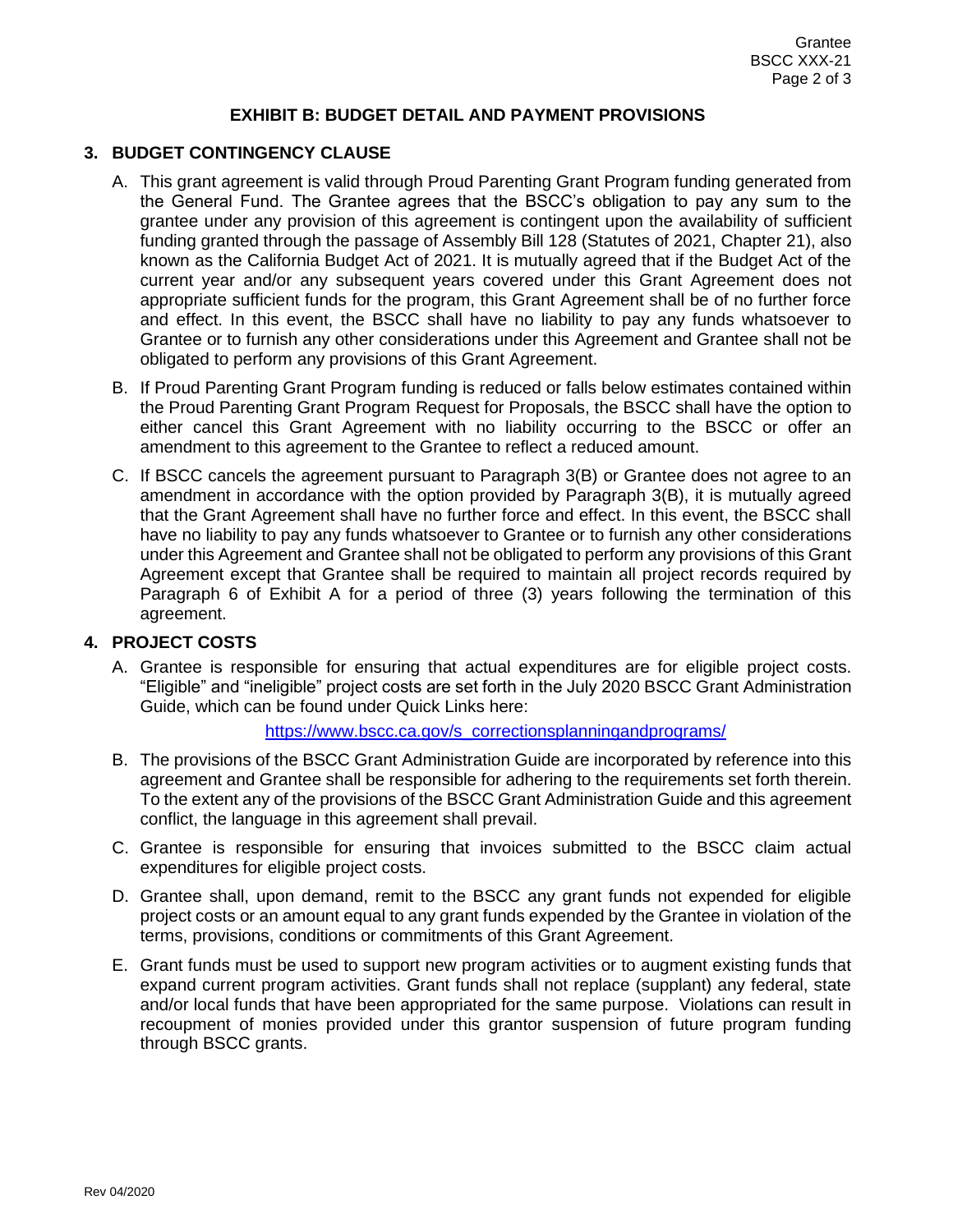## EXHIBIT B: BUDGET DETAIL AND PAYMENT PROVISIONS

### 3. BUDGET CONTINGENCY CLAUSE

A. This grant agreement is valid through Proud Parenting Grant Program funding generated from the General Fund. The Grantee agrees that the BSCC's obligation to pay any sum to the grantee under any provision of this agreement is contingent upon the availability of sufficient funding granted through the passage of Assembly Bill 128 (Statutes of 2021, Chapter 21), also known as the California Budget Act of 2021. It is mutually agreed that if the Budget Act of the current year and/or any subsequent years covered under this Grant Agreement does not appropriate sufficient funds for the program, this Grant Agreement shall be of no further force and effect. In this event, the BSCC shall have no liability to pay any funds whatsoever to Grantee or to furnish any other considerations under this Agreement and Grantee shall not be obligated to perform any provisions of this Grant Agreement.

B. If Proud Parenting Grant Program funding is reduced or falls below estimates contained within the Proud Parenting Grant Program Request for Proposals, the BSCC shall have the option to either cancel this Grant Agreement with no liability occurring to the BSCC or offer an amendment to this agreement to the Grantee to reflect a reduced amount.

C. If BSCC cancels the agreement pursuant to Paragraph 3(B) or Grantee does not agree to an amendment in accordance with the option provided by Paragraph 3(B), it is mutually agreed that the Grant Agreement shall have no further force and effect. In this event, the BSCC shall have no liability to pay any funds whatsoever to Grantee or to furnish any other considerations under this Agreement and Grantee shall not be obligated to perform any provisions of this Grant Agreement except that Grantee shall be required to maintain all project records required by Paragraph 6 of Exhibit A for a period of three (3) years following the termination of this agreement.

### 4. PROJECT COSTS

A. Grantee is responsible for ensuring that actual expenditures are for eligible project costs. "Eligible" and "ineligible" project costs are set forth in the July 2020 BSCC Grant Administration Guide, which can be found under Quick Links here:

[https://www.bscc.ca.gov/s_correctionsplanningandprograms/](https://www.bscc.ca.gov/s_correctionsplanningandprograms/)

B. The provisions of the BSCC Grant Administration Guide are incorporated by reference into this agreement and Grantee shall be responsible for adhering to the requirements set forth therein. To the extent any of the provisions of the BSCC Grant Administration Guide and this agreement conflict, the language in this agreement shall prevail.

C. Grantee is responsible for ensuring that invoices submitted to the BSCC claim actual expenditures for eligible project costs.

D. Grantee shall, upon demand, remit to the BSCC any grant funds not expended for eligible project costs or an amount equal to any grant funds expended by the Grantee in violation of the terms, provisions, conditions or commitments of this Grant Agreement.

E. Grant funds must be used to support new program activities or to augment existing funds that expand current program activities. Grant funds shall not replace (supplant) any federal, state and/or local funds that have been appropriated for the same purpose. Violations can result in recoupment of monies provided under this grantor suspension of future program funding through BSCC grants.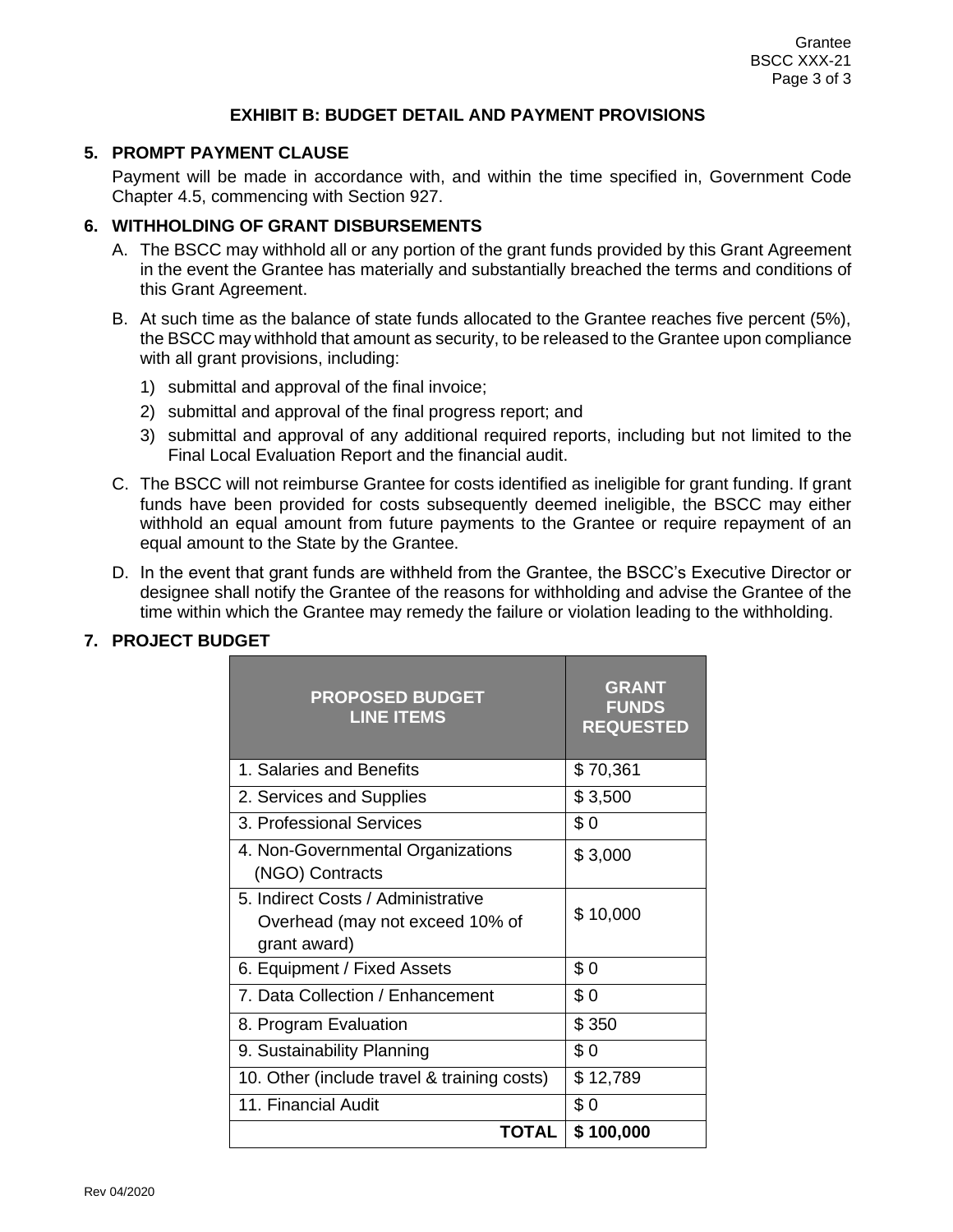## EXHIBIT B: BUDGET DETAIL AND PAYMENT PROVISIONS

### 5. PROMPT PAYMENT CLAUSE

Payment will be made in accordance with, and within the time specified in, Government Code Chapter 4.5, commencing with Section 927.

### 6. WITHHOLDING OF GRANT DISBURSEMENTS

A. The BSCC may withhold all or any portion of the grant funds provided by this Grant Agreement in the event the Grantee has materially and substantially breached the terms and conditions of this Grant Agreement.

B. At such time as the balance of state funds allocated to the Grantee reaches five percent (5%), the BSCC may withhold that amount as security, to be released to the Grantee upon compliance with all grant provisions, including:

1) submittal and approval of the final invoice;
2) submittal and approval of the final progress report; and
3) submittal and approval of any additional required reports, including but not limited to the Final Local Evaluation Report and the financial audit.

C. The BSCC will not reimburse Grantee for costs identified as ineligible for grant funding. If grant funds have been provided for costs subsequently deemed ineligible, the BSCC may either withhold an equal amount from future payments to the Grantee or require repayment of an equal amount to the State by the Grantee.

D. In the event that grant funds are withheld from the Grantee, the BSCC's Executive Director or designee shall notify the Grantee of the reasons for withholding and advise the Grantee of the time within which the Grantee may remedy the failure or violation leading to the withholding.

### 7. PROJECT BUDGET

| PROPOSED BUDGET LINE ITEMS | GRANT FUNDS REQUESTED |
|---|---|
| 1. Salaries and Benefits | $ 70,361 |
| 2. Services and Supplies | $ 3,500 |
| 3. Professional Services | $ 0 |
| 4. Non-Governmental Organizations (NGO) Contracts | $ 3,000 |
| 5. Indirect Costs / Administrative Overhead (may not exceed 10% of grant award) | $ 10,000 |
| 6. Equipment / Fixed Assets | $ 0 |
| 7. Data Collection / Enhancement | $ 0 |
| 8. Program Evaluation | $ 350 |
| 9. Sustainability Planning | $ 0 |
| 10. Other (include travel & training costs) | $ 12,789 |
| 11. Financial Audit | $ 0 |
| **TOTAL** | **$ 100,000** |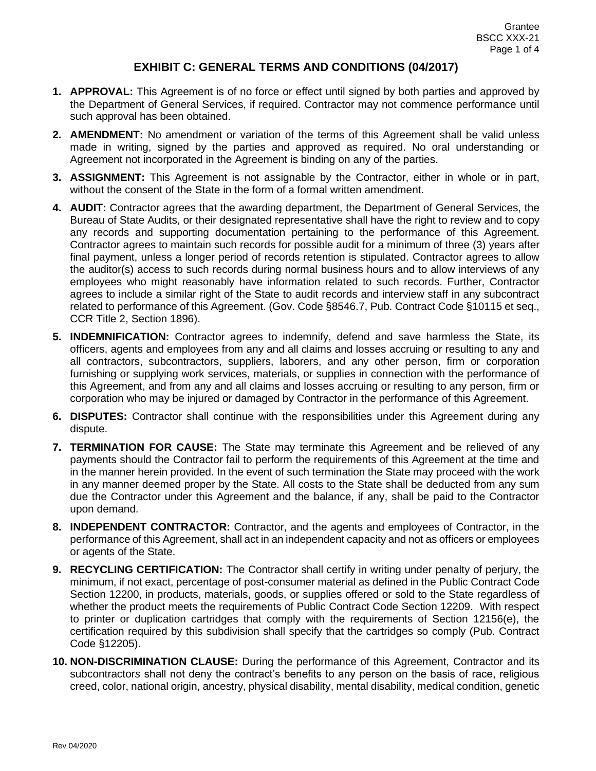## EXHIBIT C: GENERAL TERMS AND CONDITIONS (04/2017)

1. **APPROVAL:** This Agreement is of no force or effect until signed by both parties and approved by the Department of General Services, if required. Contractor may not commence performance until such approval has been obtained.

2. **AMENDMENT:** No amendment or variation of the terms of this Agreement shall be valid unless made in writing, signed by the parties and approved as required. No oral understanding or Agreement not incorporated in the Agreement is binding on any of the parties.

3. **ASSIGNMENT:** This Agreement is not assignable by the Contractor, either in whole or in part, without the consent of the State in the form of a formal written amendment.

4. **AUDIT:** Contractor agrees that the awarding department, the Department of General Services, the Bureau of State Audits, or their designated representative shall have the right to review and to copy any records and supporting documentation pertaining to the performance of this Agreement. Contractor agrees to maintain such records for possible audit for a minimum of three (3) years after final payment, unless a longer period of records retention is stipulated. Contractor agrees to allow the auditor(s) access to such records during normal business hours and to allow interviews of any employees who might reasonably have information related to such records. Further, Contractor agrees to include a similar right of the State to audit records and interview staff in any subcontract related to performance of this Agreement. (Gov. Code §8546.7, Pub. Contract Code §10115 et seq., CCR Title 2, Section 1896).

5. **INDEMNIFICATION:** Contractor agrees to indemnify, defend and save harmless the State, its officers, agents and employees from any and all claims and losses accruing or resulting to any and all contractors, subcontractors, suppliers, laborers, and any other person, firm or corporation furnishing or supplying work services, materials, or supplies in connection with the performance of this Agreement, and from any and all claims and losses accruing or resulting to any person, firm or corporation who may be injured or damaged by Contractor in the performance of this Agreement.

6. **DISPUTES:** Contractor shall continue with the responsibilities under this Agreement during any dispute.

7. **TERMINATION FOR CAUSE:** The State may terminate this Agreement and be relieved of any payments should the Contractor fail to perform the requirements of this Agreement at the time and in the manner herein provided. In the event of such termination the State may proceed with the work in any manner deemed proper by the State. All costs to the State shall be deducted from any sum due the Contractor under this Agreement and the balance, if any, shall be paid to the Contractor upon demand.

8. **INDEPENDENT CONTRACTOR:** Contractor, and the agents and employees of Contractor, in the performance of this Agreement, shall act in an independent capacity and not as officers or employees or agents of the State.

9. **RECYCLING CERTIFICATION:** The Contractor shall certify in writing under penalty of perjury, the minimum, if not exact, percentage of post-consumer material as defined in the Public Contract Code Section 12200, in products, materials, goods, or supplies offered or sold to the State regardless of whether the product meets the requirements of Public Contract Code Section 12209. With respect to printer or duplication cartridges that comply with the requirements of Section 12156(e), the certification required by this subdivision shall specify that the cartridges so comply (Pub. Contract Code §12205).

10. **NON-DISCRIMINATION CLAUSE:** During the performance of this Agreement, Contractor and its subcontractors shall not deny the contract's benefits to any person on the basis of race, religious creed, color, national origin, ancestry, physical disability, mental disability, medical condition, genetic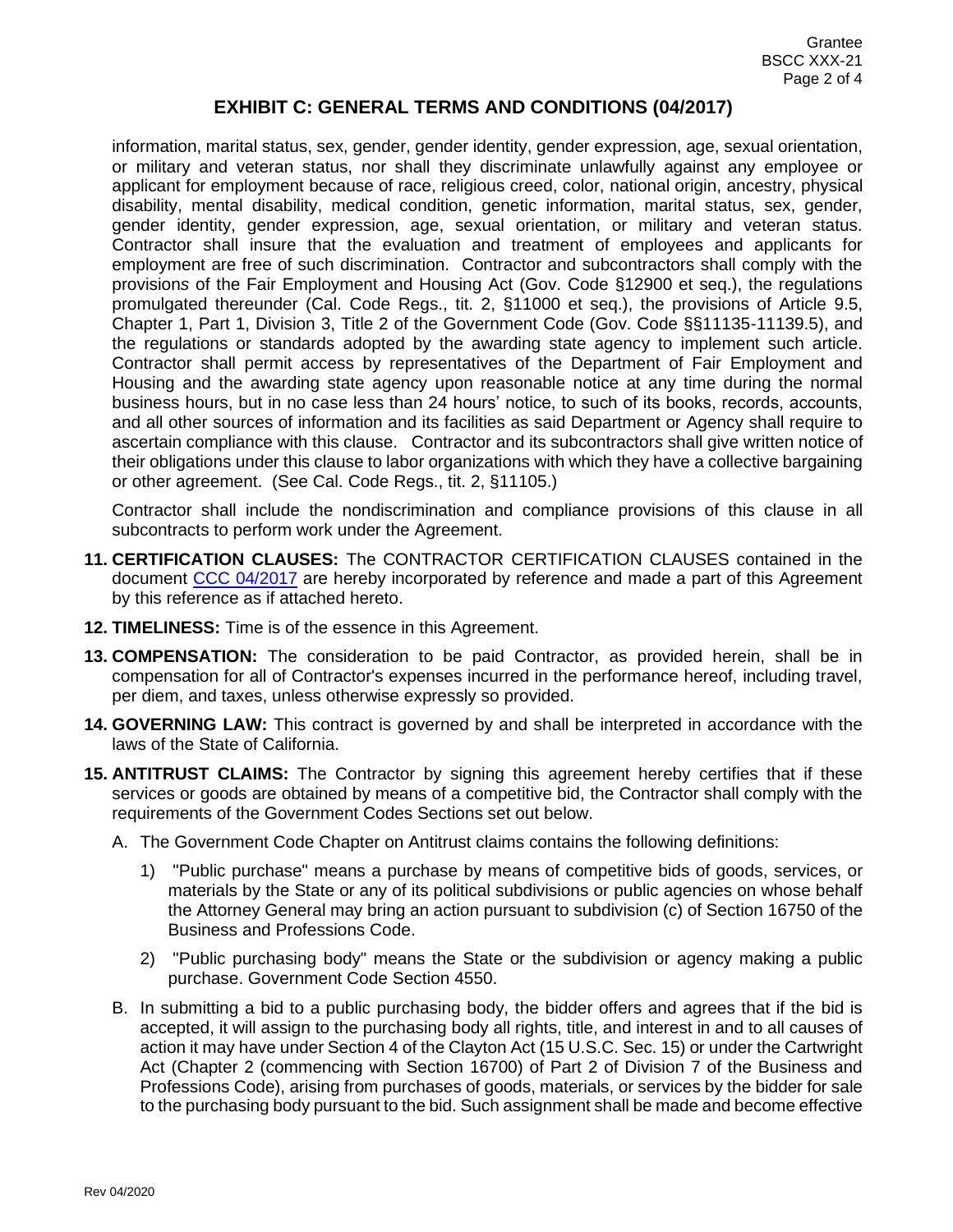## EXHIBIT C: GENERAL TERMS AND CONDITIONS (04/2017)

information, marital status, sex, gender, gender identity, gender expression, age, sexual orientation, or military and veteran status, nor shall they discriminate unlawfully against any employee or applicant for employment because of race, religious creed, color, national origin, ancestry, physical disability, mental disability, medical condition, genetic information, marital status, sex, gender, gender identity, gender expression, age, sexual orientation, or military and veteran status. Contractor shall insure that the evaluation and treatment of employees and applicants for employment are free of such discrimination. Contractor and subcontractors shall comply with the provisions of the Fair Employment and Housing Act (Gov. Code §12900 et seq.), the regulations promulgated thereunder (Cal. Code Regs., tit. 2, §11000 et seq.), the provisions of Article 9.5, Chapter 1, Part 1, Division 3, Title 2 of the Government Code (Gov. Code §§11135-11139.5), and the regulations or standards adopted by the awarding state agency to implement such article. Contractor shall permit access by representatives of the Department of Fair Employment and Housing and the awarding state agency upon reasonable notice at any time during the normal business hours, but in no case less than 24 hours' notice, to such of its books, records, accounts, and all other sources of information and its facilities as said Department or Agency shall require to ascertain compliance with this clause. Contractor and its subcontractors shall give written notice of their obligations under this clause to labor organizations with which they have a collective bargaining or other agreement. (See Cal. Code Regs., tit. 2, §11105.)

Contractor shall include the nondiscrimination and compliance provisions of this clause in all subcontracts to perform work under the Agreement.

**11. CERTIFICATION CLAUSES:** The CONTRACTOR CERTIFICATION CLAUSES contained in the document CCC 04/2017 are hereby incorporated by reference and made a part of this Agreement by this reference as if attached hereto.

**12. TIMELINESS:** Time is of the essence in this Agreement.

**13. COMPENSATION:** The consideration to be paid Contractor, as provided herein, shall be in compensation for all of Contractor's expenses incurred in the performance hereof, including travel, per diem, and taxes, unless otherwise expressly so provided.

**14. GOVERNING LAW:** This contract is governed by and shall be interpreted in accordance with the laws of the State of California.

**15. ANTITRUST CLAIMS:** The Contractor by signing this agreement hereby certifies that if these services or goods are obtained by means of a competitive bid, the Contractor shall comply with the requirements of the Government Codes Sections set out below.

A. The Government Code Chapter on Antitrust claims contains the following definitions:

1) "Public purchase" means a purchase by means of competitive bids of goods, services, or materials by the State or any of its political subdivisions or public agencies on whose behalf the Attorney General may bring an action pursuant to subdivision (c) of Section 16750 of the Business and Professions Code.

2) "Public purchasing body" means the State or the subdivision or agency making a public purchase. Government Code Section 4550.

B. In submitting a bid to a public purchasing body, the bidder offers and agrees that if the bid is accepted, it will assign to the purchasing body all rights, title, and interest in and to all causes of action it may have under Section 4 of the Clayton Act (15 U.S.C. Sec. 15) or under the Cartwright Act (Chapter 2 (commencing with Section 16700) of Part 2 of Division 7 of the Business and Professions Code), arising from purchases of goods, materials, or services by the bidder for sale to the purchasing body pursuant to the bid. Such assignment shall be made and become effective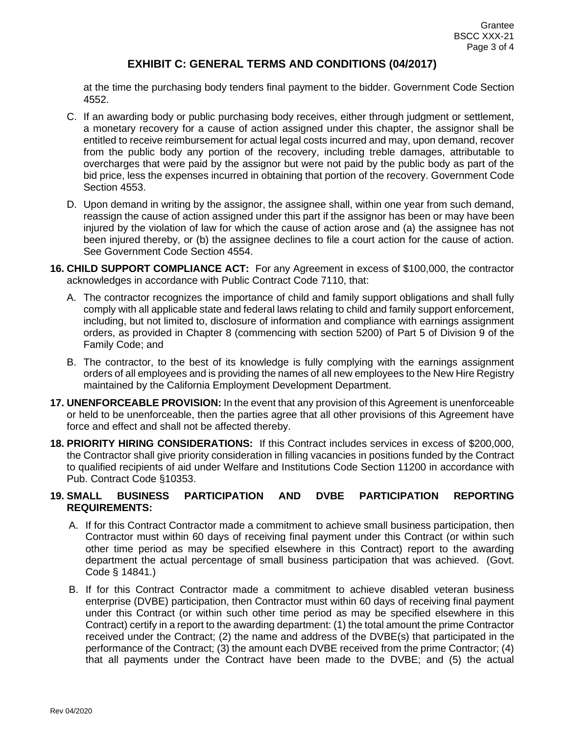## EXHIBIT C: GENERAL TERMS AND CONDITIONS (04/2017)

at the time the purchasing body tenders final payment to the bidder. Government Code Section 4552.

C. If an awarding body or public purchasing body receives, either through judgment or settlement, a monetary recovery for a cause of action assigned under this chapter, the assignor shall be entitled to receive reimbursement for actual legal costs incurred and may, upon demand, recover from the public body any portion of the recovery, including treble damages, attributable to overcharges that were paid by the assignor but were not paid by the public body as part of the bid price, less the expenses incurred in obtaining that portion of the recovery. Government Code Section 4553.

D. Upon demand in writing by the assignor, the assignee shall, within one year from such demand, reassign the cause of action assigned under this part if the assignor has been or may have been injured by the violation of law for which the cause of action arose and (a) the assignee has not been injured thereby, or (b) the assignee declines to file a court action for the cause of action. See Government Code Section 4554.

**16. CHILD SUPPORT COMPLIANCE ACT:** For any Agreement in excess of $100,000, the contractor acknowledges in accordance with Public Contract Code 7110, that:

A. The contractor recognizes the importance of child and family support obligations and shall fully comply with all applicable state and federal laws relating to child and family support enforcement, including, but not limited to, disclosure of information and compliance with earnings assignment orders, as provided in Chapter 8 (commencing with section 5200) of Part 5 of Division 9 of the Family Code; and

B. The contractor, to the best of its knowledge is fully complying with the earnings assignment orders of all employees and is providing the names of all new employees to the New Hire Registry maintained by the California Employment Development Department.

**17. UNENFORCEABLE PROVISION:** In the event that any provision of this Agreement is unenforceable or held to be unenforceable, then the parties agree that all other provisions of this Agreement have force and effect and shall not be affected thereby.

**18. PRIORITY HIRING CONSIDERATIONS:** If this Contract includes services in excess of $200,000, the Contractor shall give priority consideration in filling vacancies in positions funded by the Contract to qualified recipients of aid under Welfare and Institutions Code Section 11200 in accordance with Pub. Contract Code §10353.

**19. SMALL BUSINESS PARTICIPATION AND DVBE PARTICIPATION REPORTING REQUIREMENTS:**

A. If for this Contract Contractor made a commitment to achieve small business participation, then Contractor must within 60 days of receiving final payment under this Contract (or within such other time period as may be specified elsewhere in this Contract) report to the awarding department the actual percentage of small business participation that was achieved. (Govt. Code § 14841.)

B. If for this Contract Contractor made a commitment to achieve disabled veteran business enterprise (DVBE) participation, then Contractor must within 60 days of receiving final payment under this Contract (or within such other time period as may be specified elsewhere in this Contract) certify in a report to the awarding department: (1) the total amount the prime Contractor received under the Contract; (2) the name and address of the DVBE(s) that participated in the performance of the Contract; (3) the amount each DVBE received from the prime Contractor; (4) that all payments under the Contract have been made to the DVBE; and (5) the actual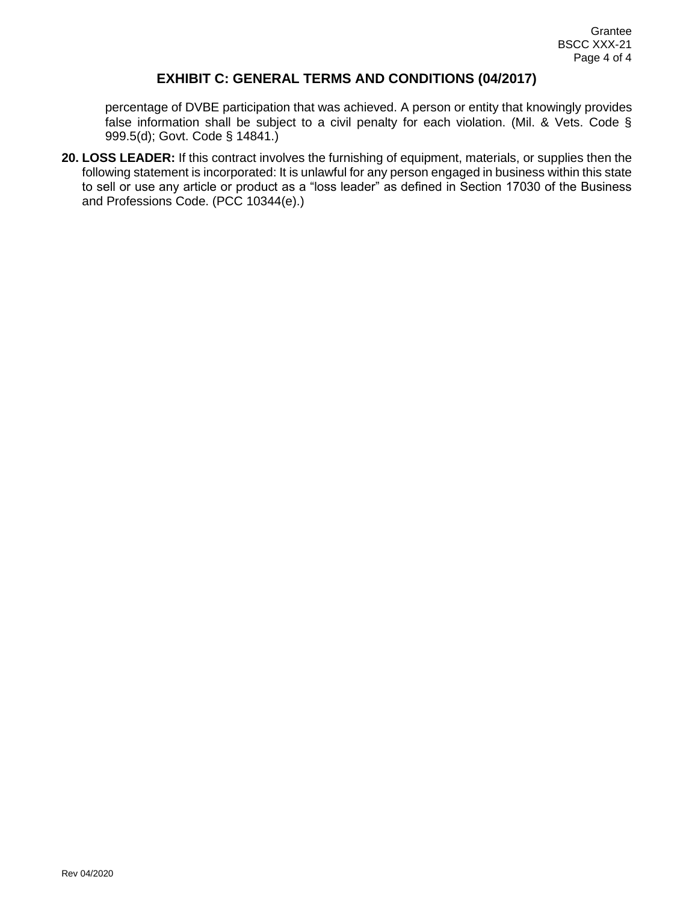## EXHIBIT C: GENERAL TERMS AND CONDITIONS (04/2017)

percentage of DVBE participation that was achieved. A person or entity that knowingly provides false information shall be subject to a civil penalty for each violation. (Mil. & Vets. Code § 999.5(d); Govt. Code § 14841.)

20. **LOSS LEADER:** If this contract involves the furnishing of equipment, materials, or supplies then the following statement is incorporated: It is unlawful for any person engaged in business within this state to sell or use any article or product as a "loss leader" as defined in Section 17030 of the Business and Professions Code. (PCC 10344(e).)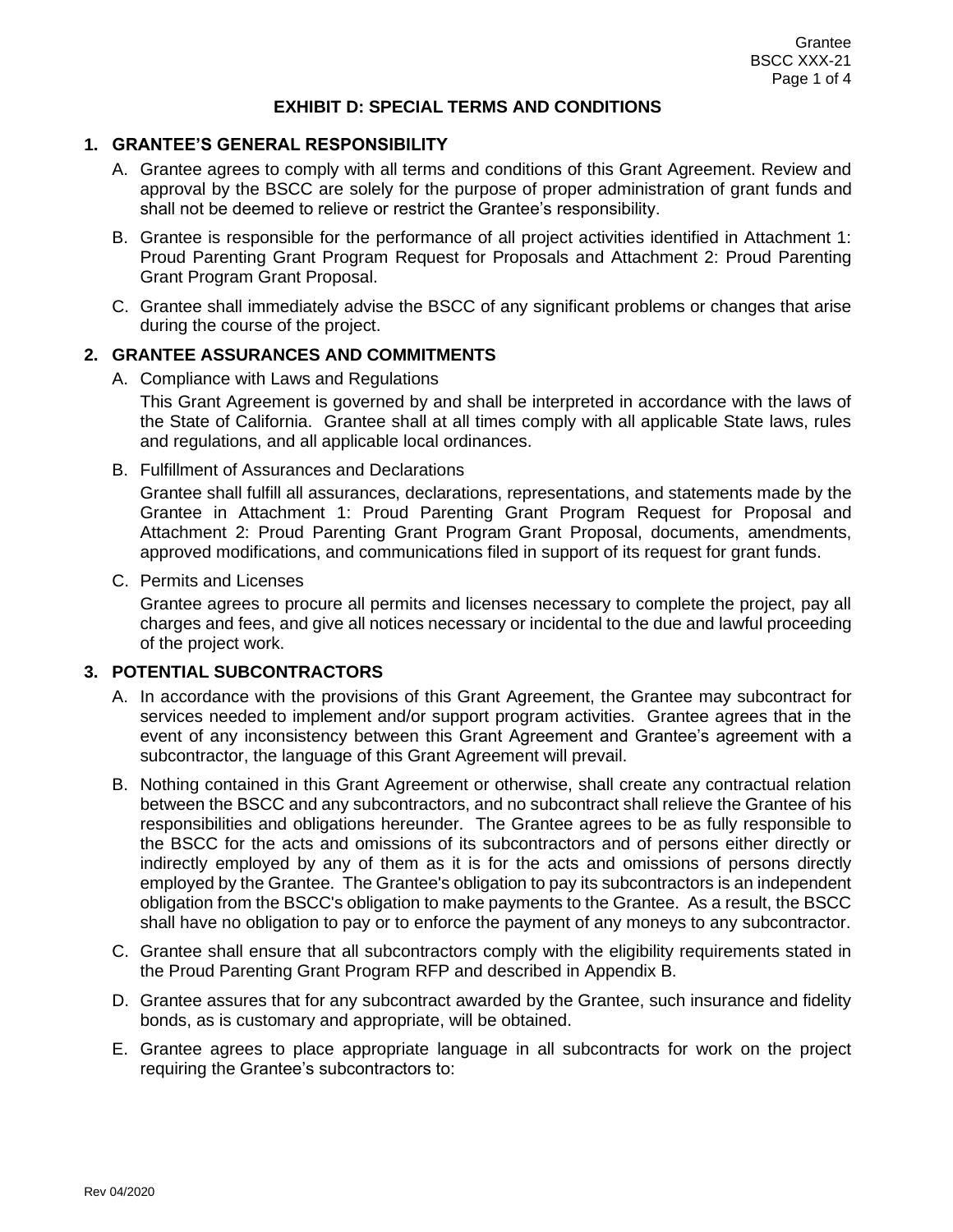# EXHIBIT D: SPECIAL TERMS AND CONDITIONS

## 1. GRANTEE'S GENERAL RESPONSIBILITY

A. Grantee agrees to comply with all terms and conditions of this Grant Agreement. Review and approval by the BSCC are solely for the purpose of proper administration of grant funds and shall not be deemed to relieve or restrict the Grantee's responsibility.

B. Grantee is responsible for the performance of all project activities identified in Attachment 1: Proud Parenting Grant Program Request for Proposals and Attachment 2: Proud Parenting Grant Program Grant Proposal.

C. Grantee shall immediately advise the BSCC of any significant problems or changes that arise during the course of the project.

## 2. GRANTEE ASSURANCES AND COMMITMENTS

A. Compliance with Laws and Regulations

This Grant Agreement is governed by and shall be interpreted in accordance with the laws of the State of California. Grantee shall at all times comply with all applicable State laws, rules and regulations, and all applicable local ordinances.

B. Fulfillment of Assurances and Declarations

Grantee shall fulfill all assurances, declarations, representations, and statements made by the Grantee in Attachment 1: Proud Parenting Grant Program Request for Proposal and Attachment 2: Proud Parenting Grant Program Grant Proposal, documents, amendments, approved modifications, and communications filed in support of its request for grant funds.

C. Permits and Licenses

Grantee agrees to procure all permits and licenses necessary to complete the project, pay all charges and fees, and give all notices necessary or incidental to the due and lawful proceeding of the project work.

## 3. POTENTIAL SUBCONTRACTORS

A. In accordance with the provisions of this Grant Agreement, the Grantee may subcontract for services needed to implement and/or support program activities. Grantee agrees that in the event of any inconsistency between this Grant Agreement and Grantee's agreement with a subcontractor, the language of this Grant Agreement will prevail.

B. Nothing contained in this Grant Agreement or otherwise, shall create any contractual relation between the BSCC and any subcontractors, and no subcontract shall relieve the Grantee of his responsibilities and obligations hereunder. The Grantee agrees to be as fully responsible to the BSCC for the acts and omissions of its subcontractors and of persons either directly or indirectly employed by any of them as it is for the acts and omissions of persons directly employed by the Grantee. The Grantee's obligation to pay its subcontractors is an independent obligation from the BSCC's obligation to make payments to the Grantee. As a result, the BSCC shall have no obligation to pay or to enforce the payment of any moneys to any subcontractor.

C. Grantee shall ensure that all subcontractors comply with the eligibility requirements stated in the Proud Parenting Grant Program RFP and described in Appendix B.

D. Grantee assures that for any subcontract awarded by the Grantee, such insurance and fidelity bonds, as is customary and appropriate, will be obtained.

E. Grantee agrees to place appropriate language in all subcontracts for work on the project requiring the Grantee's subcontractors to: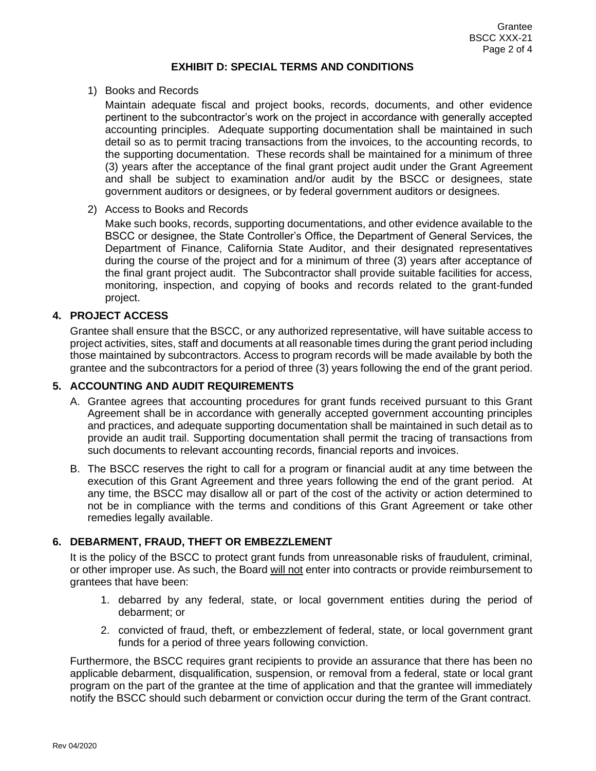## EXHIBIT D: SPECIAL TERMS AND CONDITIONS

1) Books and Records

   Maintain adequate fiscal and project books, records, documents, and other evidence pertinent to the subcontractor's work on the project in accordance with generally accepted accounting principles. Adequate supporting documentation shall be maintained in such detail so as to permit tracing transactions from the invoices, to the accounting records, to the supporting documentation. These records shall be maintained for a minimum of three (3) years after the acceptance of the final grant project audit under the Grant Agreement and shall be subject to examination and/or audit by the BSCC or designees, state government auditors or designees, or by federal government auditors or designees.

2) Access to Books and Records

   Make such books, records, supporting documentations, and other evidence available to the BSCC or designee, the State Controller's Office, the Department of General Services, the Department of Finance, California State Auditor, and their designated representatives during the course of the project and for a minimum of three (3) years after acceptance of the final grant project audit. The Subcontractor shall provide suitable facilities for access, monitoring, inspection, and copying of books and records related to the grant-funded project.

### 4. PROJECT ACCESS

Grantee shall ensure that the BSCC, or any authorized representative, will have suitable access to project activities, sites, staff and documents at all reasonable times during the grant period including those maintained by subcontractors. Access to program records will be made available by both the grantee and the subcontractors for a period of three (3) years following the end of the grant period.

### 5. ACCOUNTING AND AUDIT REQUIREMENTS

A. Grantee agrees that accounting procedures for grant funds received pursuant to this Grant Agreement shall be in accordance with generally accepted government accounting principles and practices, and adequate supporting documentation shall be maintained in such detail as to provide an audit trail. Supporting documentation shall permit the tracing of transactions from such documents to relevant accounting records, financial reports and invoices.

B. The BSCC reserves the right to call for a program or financial audit at any time between the execution of this Grant Agreement and three years following the end of the grant period. At any time, the BSCC may disallow all or part of the cost of the activity or action determined to not be in compliance with the terms and conditions of this Grant Agreement or take other remedies legally available.

### 6. DEBARMENT, FRAUD, THEFT OR EMBEZZLEMENT

It is the policy of the BSCC to protect grant funds from unreasonable risks of fraudulent, criminal, or other improper use. As such, the Board <u>will not</u> enter into contracts or provide reimbursement to grantees that have been:

1. debarred by any federal, state, or local government entities during the period of debarment; or
2. convicted of fraud, theft, or embezzlement of federal, state, or local government grant funds for a period of three years following conviction.

Furthermore, the BSCC requires grant recipients to provide an assurance that there has been no applicable debarment, disqualification, suspension, or removal from a federal, state or local grant program on the part of the grantee at the time of application and that the grantee will immediately notify the BSCC should such debarment or conviction occur during the term of the Grant contract.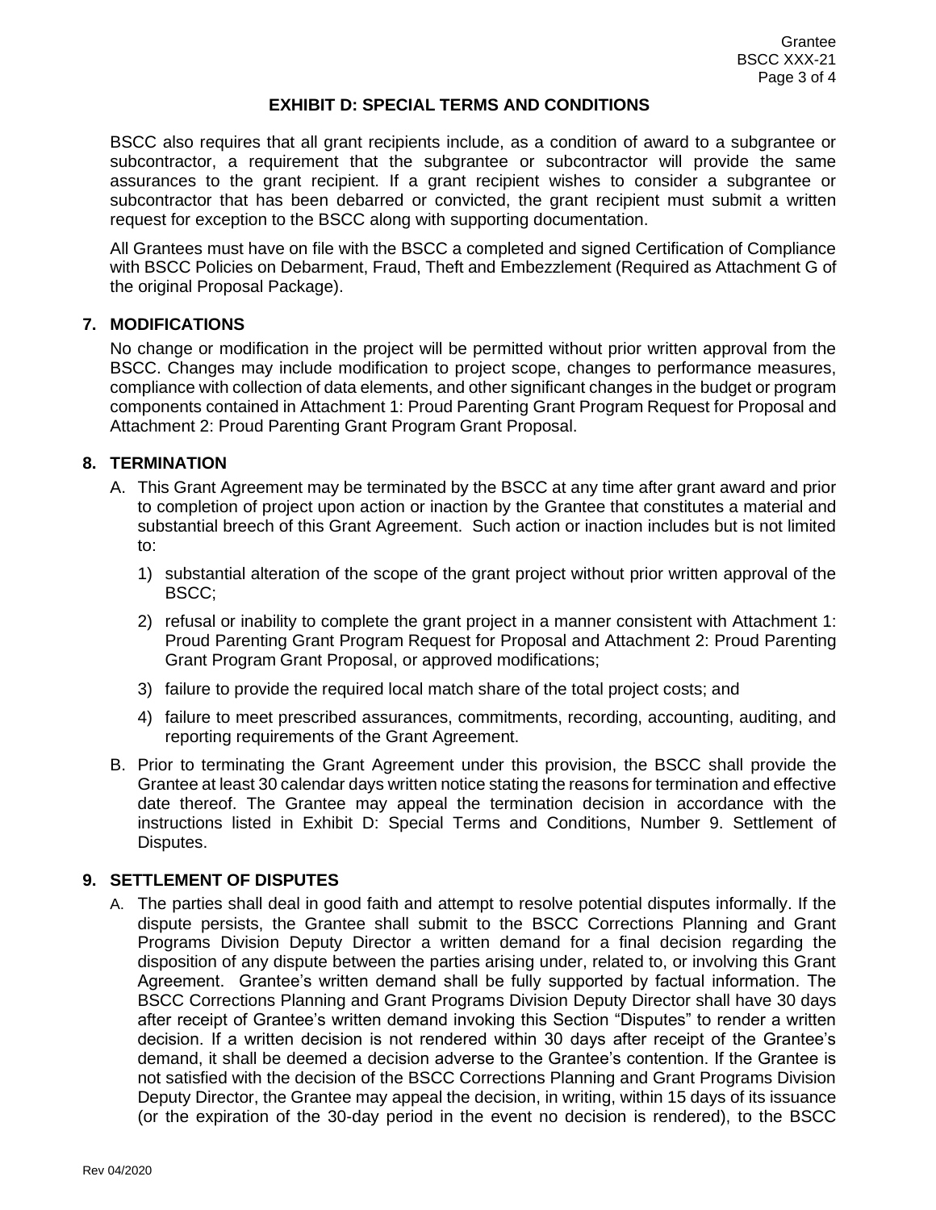## EXHIBIT D: SPECIAL TERMS AND CONDITIONS

BSCC also requires that all grant recipients include, as a condition of award to a subgrantee or subcontractor, a requirement that the subgrantee or subcontractor will provide the same assurances to the grant recipient. If a grant recipient wishes to consider a subgrantee or subcontractor that has been debarred or convicted, the grant recipient must submit a written request for exception to the BSCC along with supporting documentation.

All Grantees must have on file with the BSCC a completed and signed Certification of Compliance with BSCC Policies on Debarment, Fraud, Theft and Embezzlement (Required as Attachment G of the original Proposal Package).

### 7. MODIFICATIONS

No change or modification in the project will be permitted without prior written approval from the BSCC. Changes may include modification to project scope, changes to performance measures, compliance with collection of data elements, and other significant changes in the budget or program components contained in Attachment 1: Proud Parenting Grant Program Request for Proposal and Attachment 2: Proud Parenting Grant Program Grant Proposal.

### 8. TERMINATION

A. This Grant Agreement may be terminated by the BSCC at any time after grant award and prior to completion of project upon action or inaction by the Grantee that constitutes a material and substantial breech of this Grant Agreement. Such action or inaction includes but is not limited to:

   1) substantial alteration of the scope of the grant project without prior written approval of the BSCC;

   2) refusal or inability to complete the grant project in a manner consistent with Attachment 1: Proud Parenting Grant Program Request for Proposal and Attachment 2: Proud Parenting Grant Program Grant Proposal, or approved modifications;

   3) failure to provide the required local match share of the total project costs; and

   4) failure to meet prescribed assurances, commitments, recording, accounting, auditing, and reporting requirements of the Grant Agreement.

B. Prior to terminating the Grant Agreement under this provision, the BSCC shall provide the Grantee at least 30 calendar days written notice stating the reasons for termination and effective date thereof. The Grantee may appeal the termination decision in accordance with the instructions listed in Exhibit D: Special Terms and Conditions, Number 9. Settlement of Disputes.

### 9. SETTLEMENT OF DISPUTES

A. The parties shall deal in good faith and attempt to resolve potential disputes informally. If the dispute persists, the Grantee shall submit to the BSCC Corrections Planning and Grant Programs Division Deputy Director a written demand for a final decision regarding the disposition of any dispute between the parties arising under, related to, or involving this Grant Agreement. Grantee's written demand shall be fully supported by factual information. The BSCC Corrections Planning and Grant Programs Division Deputy Director shall have 30 days after receipt of Grantee's written demand invoking this Section "Disputes" to render a written decision. If a written decision is not rendered within 30 days after receipt of the Grantee's demand, it shall be deemed a decision adverse to the Grantee's contention. If the Grantee is not satisfied with the decision of the BSCC Corrections Planning and Grant Programs Division Deputy Director, the Grantee may appeal the decision, in writing, within 15 days of its issuance (or the expiration of the 30-day period in the event no decision is rendered), to the BSCC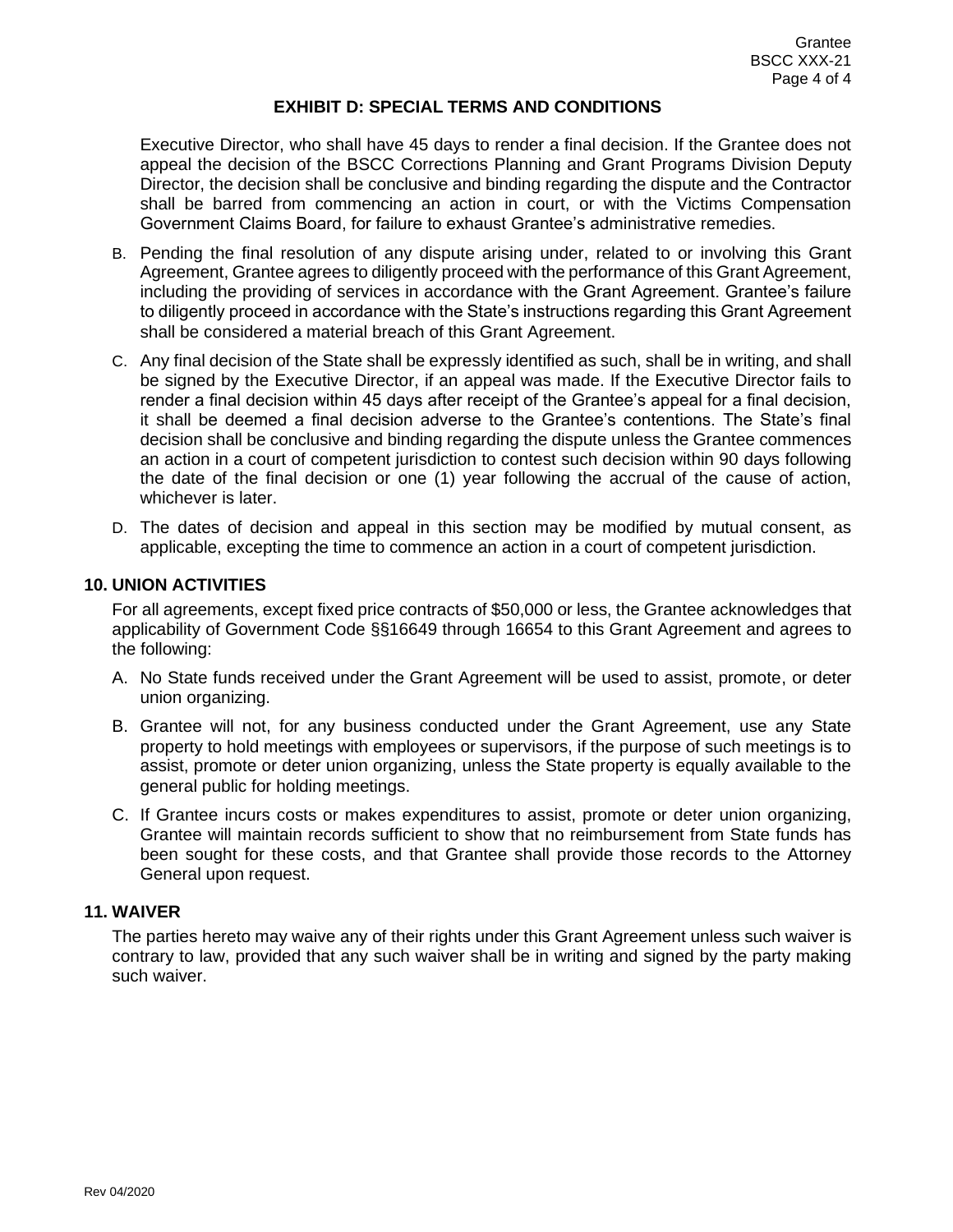## EXHIBIT D: SPECIAL TERMS AND CONDITIONS

Executive Director, who shall have 45 days to render a final decision. If the Grantee does not appeal the decision of the BSCC Corrections Planning and Grant Programs Division Deputy Director, the decision shall be conclusive and binding regarding the dispute and the Contractor shall be barred from commencing an action in court, or with the Victims Compensation Government Claims Board, for failure to exhaust Grantee's administrative remedies.

B. Pending the final resolution of any dispute arising under, related to or involving this Grant Agreement, Grantee agrees to diligently proceed with the performance of this Grant Agreement, including the providing of services in accordance with the Grant Agreement. Grantee's failure to diligently proceed in accordance with the State's instructions regarding this Grant Agreement shall be considered a material breach of this Grant Agreement.

C. Any final decision of the State shall be expressly identified as such, shall be in writing, and shall be signed by the Executive Director, if an appeal was made. If the Executive Director fails to render a final decision within 45 days after receipt of the Grantee's appeal for a final decision, it shall be deemed a final decision adverse to the Grantee's contentions. The State's final decision shall be conclusive and binding regarding the dispute unless the Grantee commences an action in a court of competent jurisdiction to contest such decision within 90 days following the date of the final decision or one (1) year following the accrual of the cause of action, whichever is later.

D. The dates of decision and appeal in this section may be modified by mutual consent, as applicable, excepting the time to commence an action in a court of competent jurisdiction.

### 10. UNION ACTIVITIES

For all agreements, except fixed price contracts of $50,000 or less, the Grantee acknowledges that applicability of Government Code §§16649 through 16654 to this Grant Agreement and agrees to the following:

A. No State funds received under the Grant Agreement will be used to assist, promote, or deter union organizing.

B. Grantee will not, for any business conducted under the Grant Agreement, use any State property to hold meetings with employees or supervisors, if the purpose of such meetings is to assist, promote or deter union organizing, unless the State property is equally available to the general public for holding meetings.

C. If Grantee incurs costs or makes expenditures to assist, promote or deter union organizing, Grantee will maintain records sufficient to show that no reimbursement from State funds has been sought for these costs, and that Grantee shall provide those records to the Attorney General upon request.

### 11. WAIVER

The parties hereto may waive any of their rights under this Grant Agreement unless such waiver is contrary to law, provided that any such waiver shall be in writing and signed by the party making such waiver.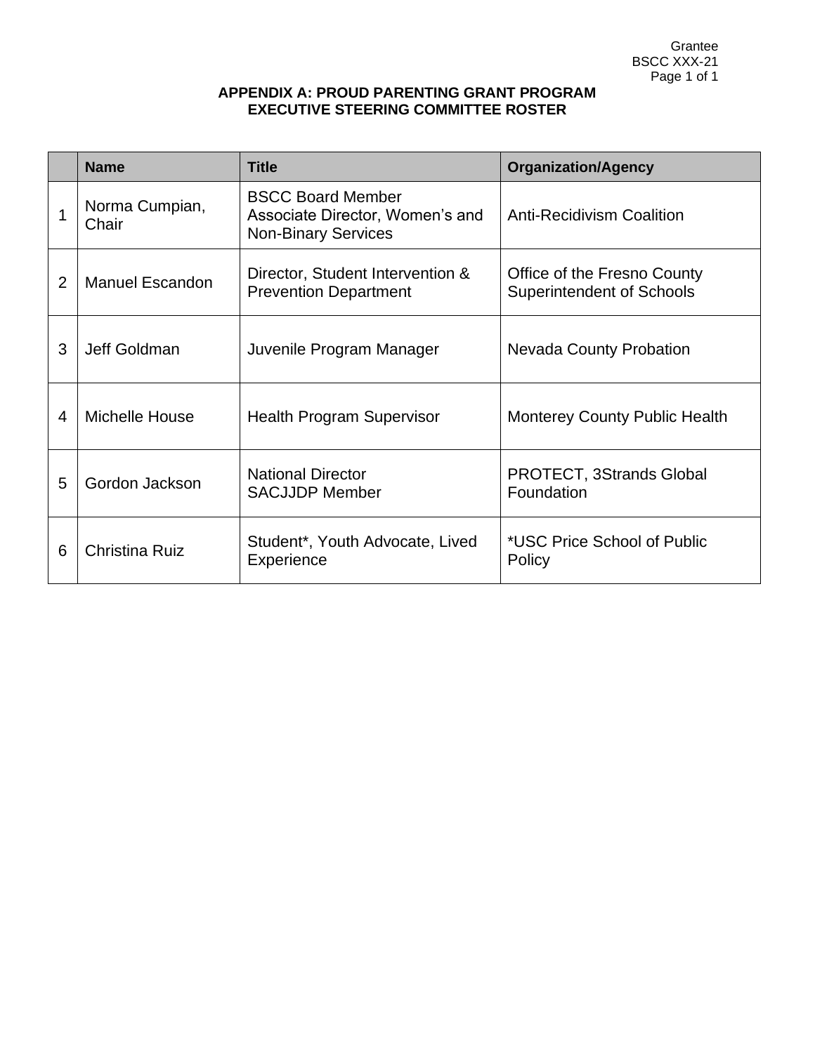**APPENDIX A: PROUD PARENTING GRANT PROGRAM EXECUTIVE STEERING COMMITTEE ROSTER**

| | Name | Title | Organization/Agency |
|---|---|---|---|
| 1 | Norma Cumpian, Chair | BSCC Board Member<br>Associate Director, Women's and Non-Binary Services | Anti-Recidivism Coalition |
| 2 | Manuel Escandon | Director, Student Intervention & Prevention Department | Office of the Fresno County Superintendent of Schools |
| 3 | Jeff Goldman | Juvenile Program Manager | Nevada County Probation |
| 4 | Michelle House | Health Program Supervisor | Monterey County Public Health |
| 5 | Gordon Jackson | National Director<br>SACJJDP Member | PROTECT, 3Strands Global Foundation |
| 6 | Christina Ruiz | Student*, Youth Advocate, Lived Experience | *USC Price School of Public Policy |